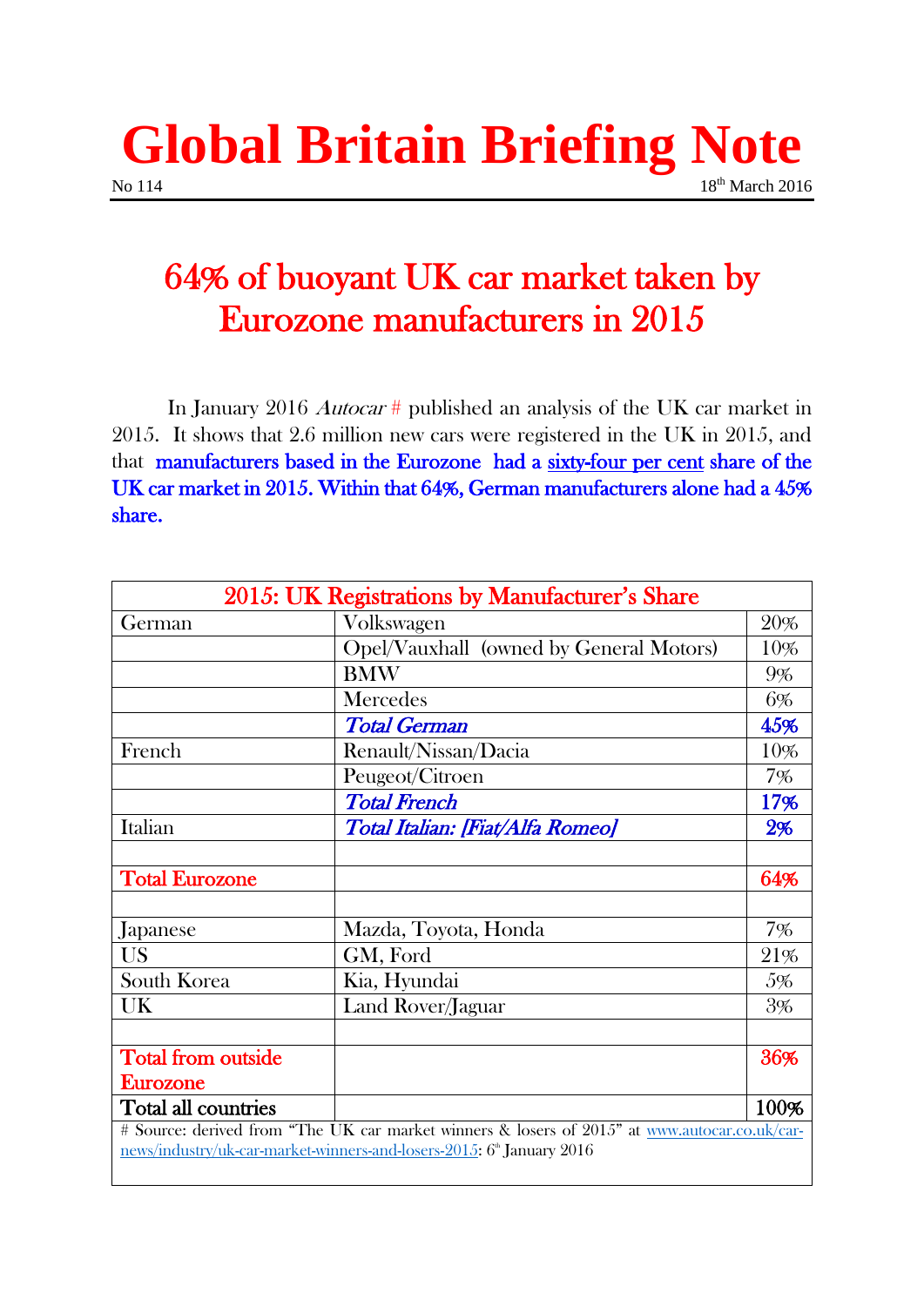# Global Britain Briefing Note

No 114 18th March 2016

## 64% of buoyant UK car market taken by Eurozone manufacturers in 2015

In January 2016 *Autocar* # published an analysis of the UK car market in 2015. It shows that 2.6 million new cars were registered in the UK in 2015, and that **manufacturers based in the Eurozone had a sixty-four per cent share of the UK car market in 2015. Within that 64%, German manufacturers alone had a 45% share.**

| 2015: UK Registrations by Manufacturer's Share | | |
|---|---|---|
| German | Volkswagen | 20% |
| | Opel/Vauxhall (owned by General Motors) | 10% |
| | BMW | 9% |
| | Mercedes | 6% |
| | ***Total German*** | **45%** |
| French | Renault/Nissan/Dacia | 10% |
| | Peugeot/Citroen | 7% |
| | ***Total French*** | **17%** |
| Italian | ***Total Italian: [Fiat/Alfa Romeo]*** | **2%** |
| | | |
| **Total Eurozone** | | **64%** |
| | | |
| Japanese | Mazda, Toyota, Honda | 7% |
| US | GM, Ford | 21% |
| South Korea | Kia, Hyundai | 5% |
| UK | Land Rover/Jaguar | 3% |
| | | |
| **Total from outside Eurozone** | | **36%** |
| **Total all countries** | | **100%** |

# Source: derived from "The UK car market winners & losers of 2015" at www.autocar.co.uk/car-news/industry/uk-car-market-winners-and-losers-2015: 6th January 2016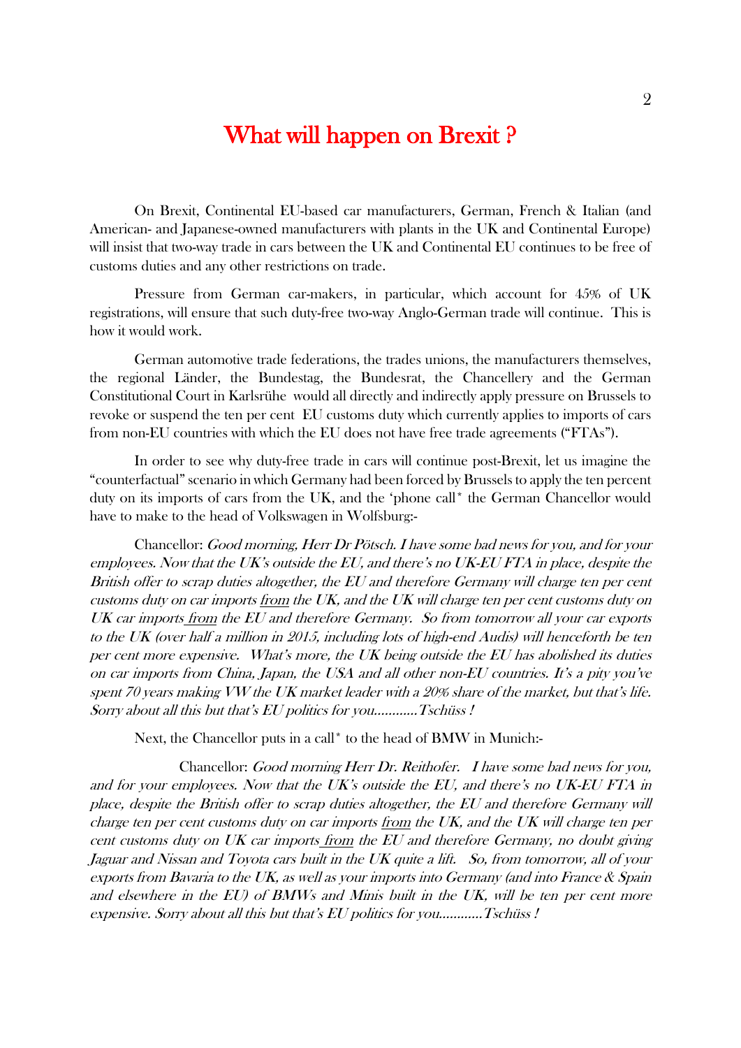# What will happen on Brexit ?

On Brexit, Continental EU-based car manufacturers, German, French & Italian (and American- and Japanese-owned manufacturers with plants in the UK and Continental Europe) will insist that two-way trade in cars between the UK and Continental EU continues to be free of customs duties and any other restrictions on trade.

Pressure from German car-makers, in particular, which account for 45% of UK registrations, will ensure that such duty-free two-way Anglo-German trade will continue. This is how it would work.

German automotive trade federations, the trades unions, the manufacturers themselves, the regional Länder, the Bundestag, the Bundesrat, the Chancellery and the German Constitutional Court in Karlsrühe would all directly and indirectly apply pressure on Brussels to revoke or suspend the ten per cent EU customs duty which currently applies to imports of cars from non-EU countries with which the EU does not have free trade agreements ("FTAs").

In order to see why duty-free trade in cars will continue post-Brexit, let us imagine the "counterfactual" scenario in which Germany had been forced by Brussels to apply the ten percent duty on its imports of cars from the UK, and the 'phone call* the German Chancellor would have to make to the head of Volkswagen in Wolfsburg:-

Chancellor: *Good morning, Herr Dr Pötsch. I have some bad news for you, and for your employees. Now that the UK's outside the EU, and there's no UK-EU FTA in place, despite the British offer to scrap duties altogether, the EU and therefore Germany will charge ten per cent customs duty on car imports <u>from</u> the UK, and the UK will charge ten per cent customs duty on UK car imports <u>from</u> the EU and therefore Germany. So from tomorrow all your car exports to the UK (over half a million in 2015, including lots of high-end Audis) will henceforth be ten per cent more expensive. What's more, the UK being outside the EU has abolished its duties on car imports from China, Japan, the USA and all other non-EU countries. It's a pity you've spent 70 years making VW the UK market leader with a 20% share of the market, but that's life. Sorry about all this but that's EU politics for you............Tschüss !*

Next, the Chancellor puts in a call* to the head of BMW in Munich:-

Chancellor: *Good morning Herr Dr. Reithofer. I have some bad news for you, and for your employees. Now that the UK's outside the EU, and there's no UK-EU FTA in place, despite the British offer to scrap duties altogether, the EU and therefore Germany will charge ten per cent customs duty on car imports <u>from</u> the UK, and the UK will charge ten per cent customs duty on UK car imports <u>from</u> the EU and therefore Germany, no doubt giving Jaguar and Nissan and Toyota cars built in the UK quite a lift. So, from tomorrow, all of your exports from Bavaria to the UK, as well as your imports into Germany (and into France & Spain and elsewhere in the EU) of BMWs and Minis built in the UK, will be ten per cent more expensive. Sorry about all this but that's EU politics for you............Tschüss !*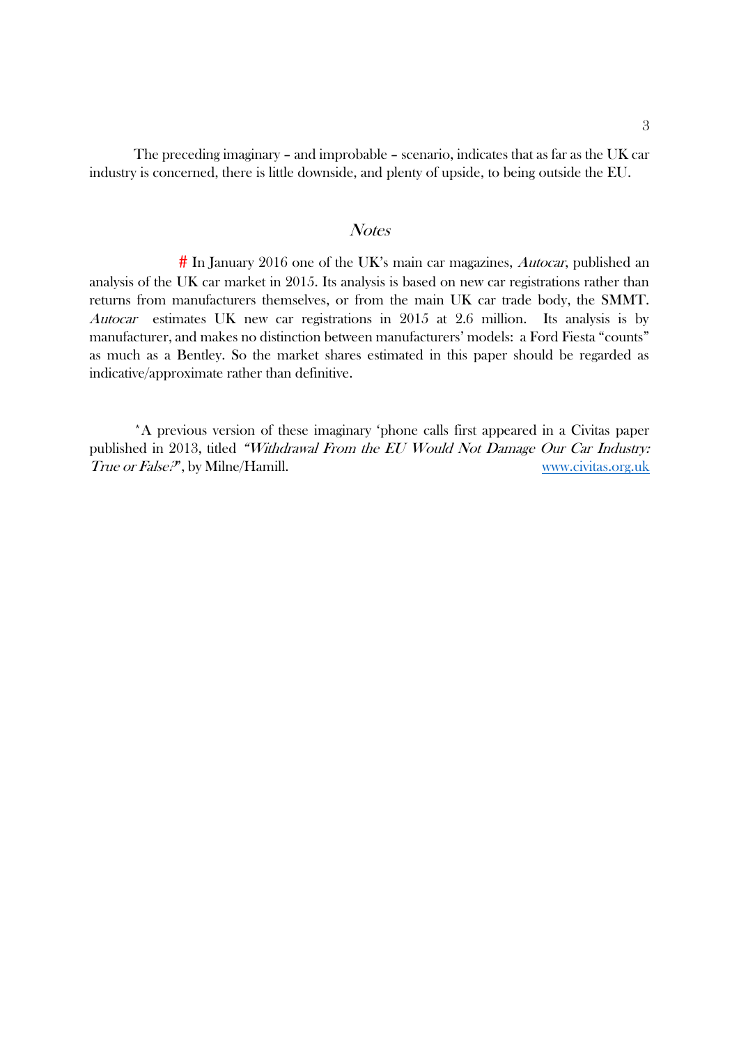The preceding imaginary – and improbable – scenario, indicates that as far as the UK car industry is concerned, there is little downside, and plenty of upside, to being outside the EU.

## *Notes*

# In January 2016 one of the UK's main car magazines, *Autocar*, published an analysis of the UK car market in 2015. Its analysis is based on new car registrations rather than returns from manufacturers themselves, or from the main UK car trade body, the SMMT. *Autocar* estimates UK new car registrations in 2015 at 2.6 million. Its analysis is by manufacturer, and makes no distinction between manufacturers' models: a Ford Fiesta "counts" as much as a Bentley. So the market shares estimated in this paper should be regarded as indicative/approximate rather than definitive.

*A previous version of these imaginary 'phone calls first appeared in a Civitas paper published in 2013, titled *"Withdrawal From the EU Would Not Damage Our Car Industry: True or False?"*, by Milne/Hamill. www.civitas.org.uk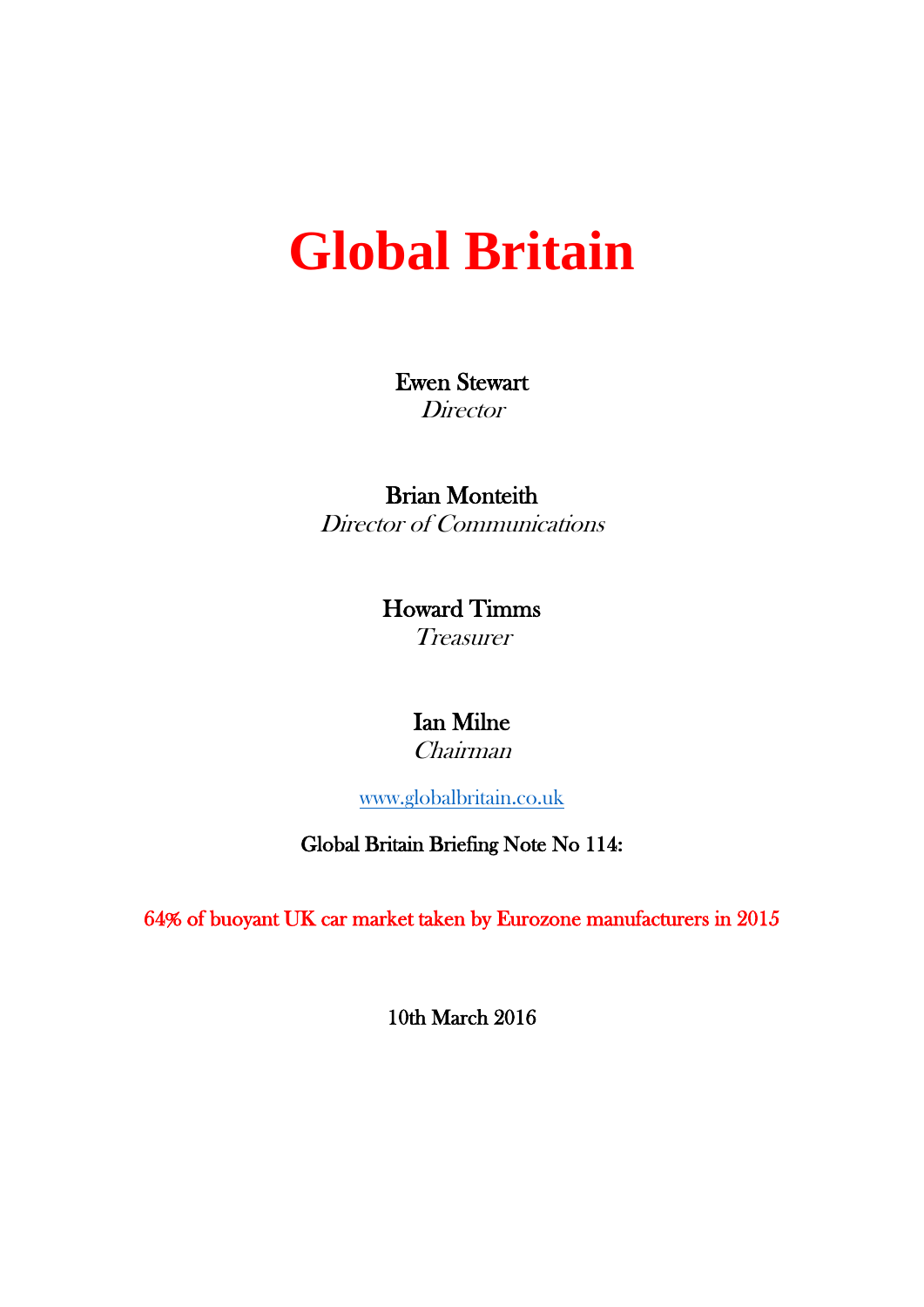# Global Britain

**Ewen Stewart**
*Director*

**Brian Monteith**
*Director of Communications*

**Howard Timms**
*Treasurer*

**Ian Milne**
*Chairman*

www.globalbritain.co.uk

**Global Britain Briefing Note No 114:**

64% of buoyant UK car market taken by Eurozone manufacturers in 2015

10th March 2016